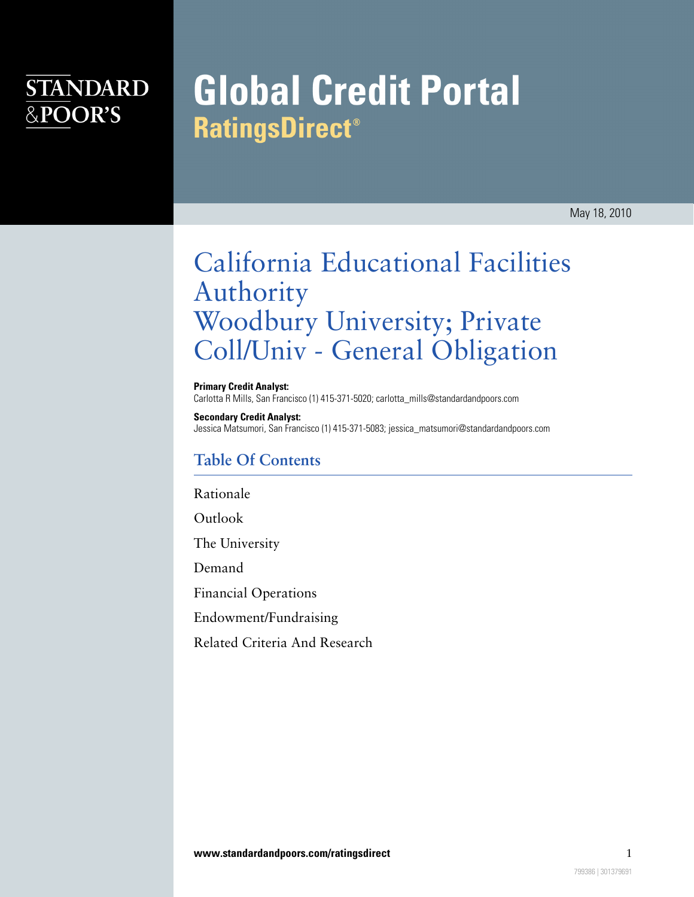STANDARD &POOR'S

# Global Credit Portal
## RatingsDirect®

May 18, 2010

# California Educational Facilities Authority Woodbury University; Private Coll/Univ - General Obligation

**Primary Credit Analyst:**
Carlotta R Mills, San Francisco (1) 415-371-5020; carlotta_mills@standardandpoors.com

**Secondary Credit Analyst:**
Jessica Matsumori, San Francisco (1) 415-371-5083; jessica_matsumori@standardandpoors.com

## Table Of Contents

Rationale

Outlook

The University

Demand

Financial Operations

Endowment/Fundraising

Related Criteria And Research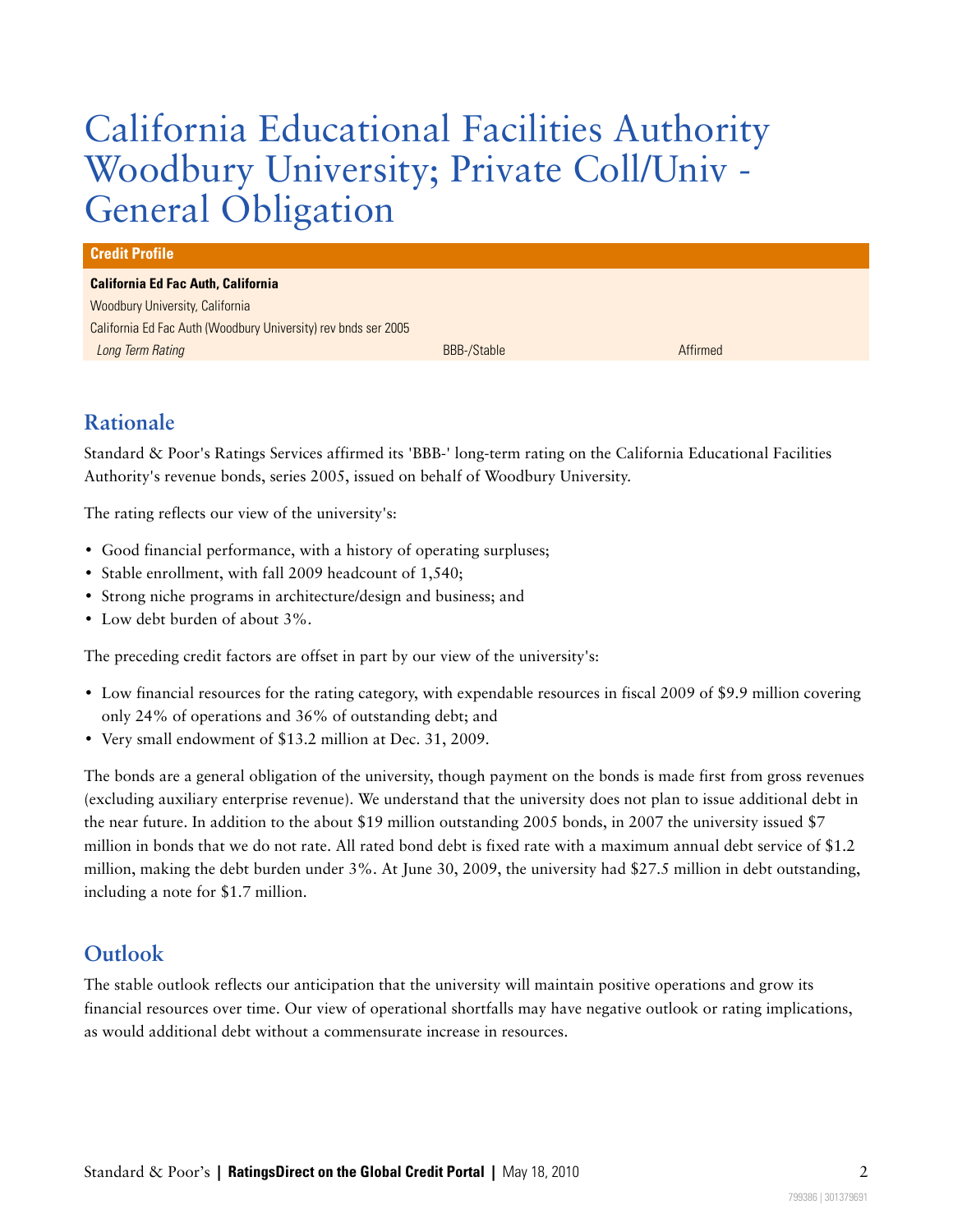# California Educational Facilities Authority Woodbury University; Private Coll/Univ - General Obligation

| Credit Profile | | |
|---|---|---|
| **California Ed Fac Auth, California** | | |
| Woodbury University, California | | |
| California Ed Fac Auth (Woodbury University) rev bnds ser 2005 | | |
| *Long Term Rating* | BBB-/Stable | Affirmed |

## Rationale

Standard & Poor's Ratings Services affirmed its 'BBB-' long-term rating on the California Educational Facilities Authority's revenue bonds, series 2005, issued on behalf of Woodbury University.

The rating reflects our view of the university's:

- Good financial performance, with a history of operating surpluses;
- Stable enrollment, with fall 2009 headcount of 1,540;
- Strong niche programs in architecture/design and business; and
- Low debt burden of about 3%.

The preceding credit factors are offset in part by our view of the university's:

- Low financial resources for the rating category, with expendable resources in fiscal 2009 of $9.9 million covering only 24% of operations and 36% of outstanding debt; and
- Very small endowment of $13.2 million at Dec. 31, 2009.

The bonds are a general obligation of the university, though payment on the bonds is made first from gross revenues (excluding auxiliary enterprise revenue). We understand that the university does not plan to issue additional debt in the near future. In addition to the about $19 million outstanding 2005 bonds, in 2007 the university issued $7 million in bonds that we do not rate. All rated bond debt is fixed rate with a maximum annual debt service of $1.2 million, making the debt burden under 3%. At June 30, 2009, the university had $27.5 million in debt outstanding, including a note for $1.7 million.

## Outlook

The stable outlook reflects our anticipation that the university will maintain positive operations and grow its financial resources over time. Our view of operational shortfalls may have negative outlook or rating implications, as would additional debt without a commensurate increase in resources.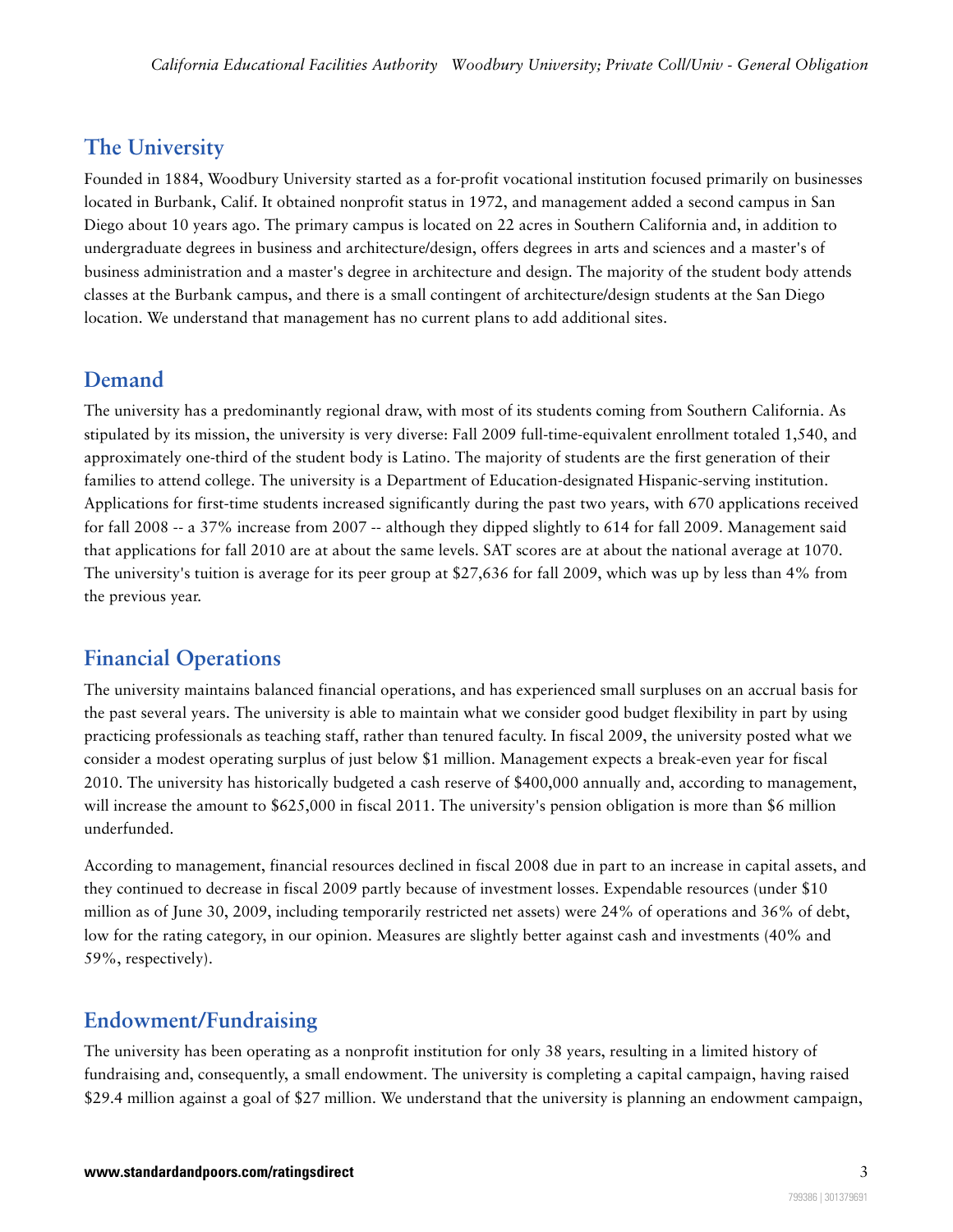## The University

Founded in 1884, Woodbury University started as a for-profit vocational institution focused primarily on businesses located in Burbank, Calif. It obtained nonprofit status in 1972, and management added a second campus in San Diego about 10 years ago. The primary campus is located on 22 acres in Southern California and, in addition to undergraduate degrees in business and architecture/design, offers degrees in arts and sciences and a master's of business administration and a master's degree in architecture and design. The majority of the student body attends classes at the Burbank campus, and there is a small contingent of architecture/design students at the San Diego location. We understand that management has no current plans to add additional sites.

## Demand

The university has a predominantly regional draw, with most of its students coming from Southern California. As stipulated by its mission, the university is very diverse: Fall 2009 full-time-equivalent enrollment totaled 1,540, and approximately one-third of the student body is Latino. The majority of students are the first generation of their families to attend college. The university is a Department of Education-designated Hispanic-serving institution. Applications for first-time students increased significantly during the past two years, with 670 applications received for fall 2008 -- a 37% increase from 2007 -- although they dipped slightly to 614 for fall 2009. Management said that applications for fall 2010 are at about the same levels. SAT scores are at about the national average at 1070. The university's tuition is average for its peer group at $27,636 for fall 2009, which was up by less than 4% from the previous year.

## Financial Operations

The university maintains balanced financial operations, and has experienced small surpluses on an accrual basis for the past several years. The university is able to maintain what we consider good budget flexibility in part by using practicing professionals as teaching staff, rather than tenured faculty. In fiscal 2009, the university posted what we consider a modest operating surplus of just below $1 million. Management expects a break-even year for fiscal 2010. The university has historically budgeted a cash reserve of $400,000 annually and, according to management, will increase the amount to $625,000 in fiscal 2011. The university's pension obligation is more than $6 million underfunded.

According to management, financial resources declined in fiscal 2008 due in part to an increase in capital assets, and they continued to decrease in fiscal 2009 partly because of investment losses. Expendable resources (under $10 million as of June 30, 2009, including temporarily restricted net assets) were 24% of operations and 36% of debt, low for the rating category, in our opinion. Measures are slightly better against cash and investments (40% and 59%, respectively).

## Endowment/Fundraising

The university has been operating as a nonprofit institution for only 38 years, resulting in a limited history of fundraising and, consequently, a small endowment. The university is completing a capital campaign, having raised $29.4 million against a goal of $27 million. We understand that the university is planning an endowment campaign,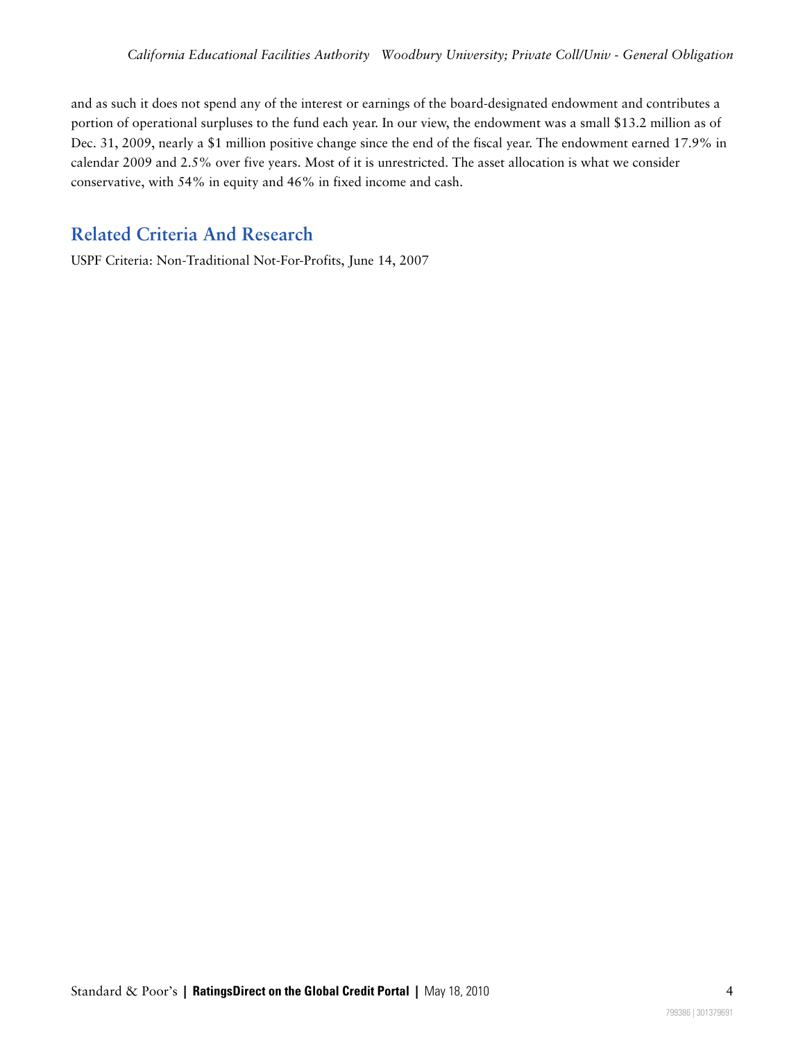and as such it does not spend any of the interest or earnings of the board-designated endowment and contributes a portion of operational surpluses to the fund each year. In our view, the endowment was a small $13.2 million as of Dec. 31, 2009, nearly a $1 million positive change since the end of the fiscal year. The endowment earned 17.9% in calendar 2009 and 2.5% over five years. Most of it is unrestricted. The asset allocation is what we consider conservative, with 54% in equity and 46% in fixed income and cash.

## Related Criteria And Research

USPF Criteria: Non-Traditional Not-For-Profits, June 14, 2007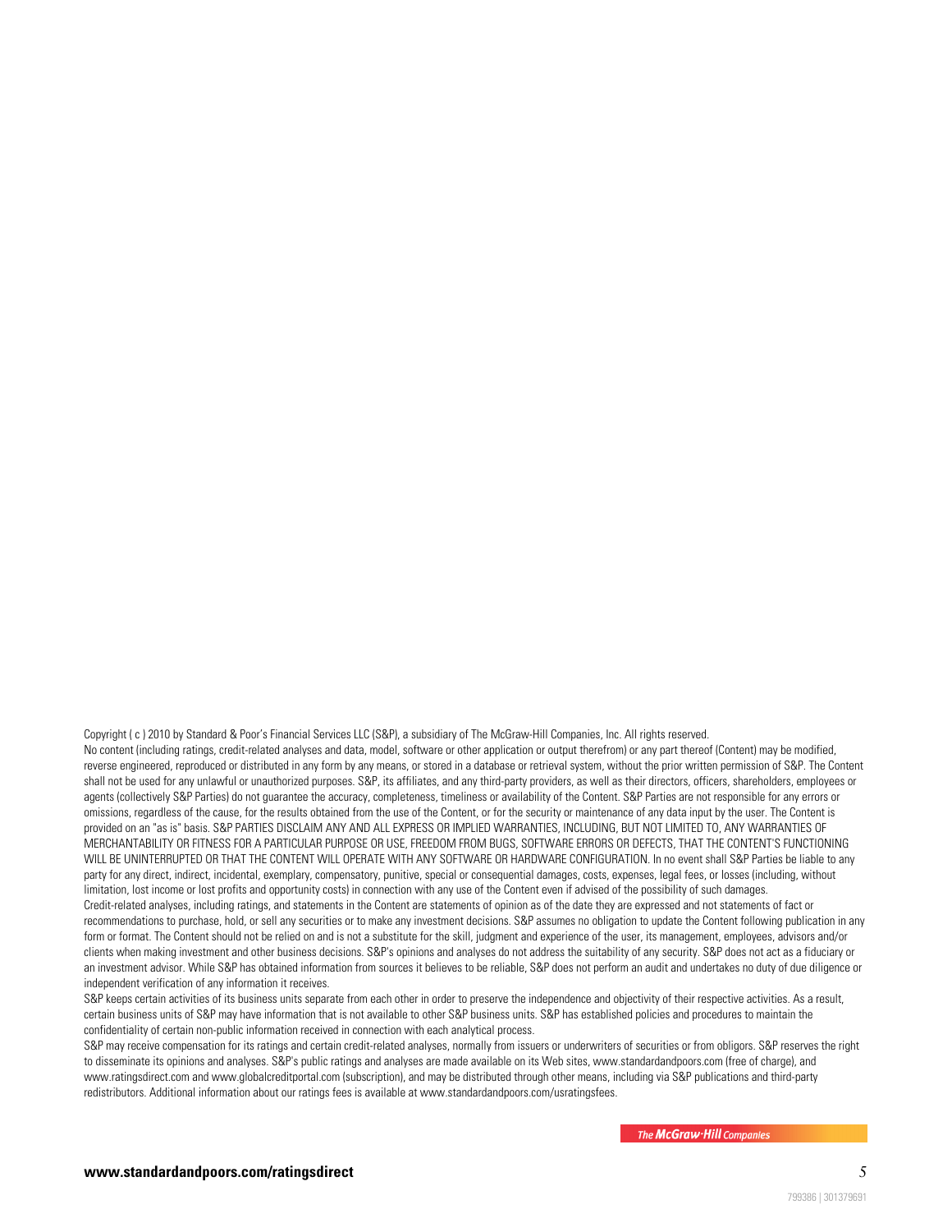Copyright ( c ) 2010 by Standard & Poor's Financial Services LLC (S&P), a subsidiary of The McGraw-Hill Companies, Inc. All rights reserved.

No content (including ratings, credit-related analyses and data, model, software or other application or output therefrom) or any part thereof (Content) may be modified, reverse engineered, reproduced or distributed in any form by any means, or stored in a database or retrieval system, without the prior written permission of S&P. The Content shall not be used for any unlawful or unauthorized purposes. S&P, its affiliates, and any third-party providers, as well as their directors, officers, shareholders, employees or agents (collectively S&P Parties) do not guarantee the accuracy, completeness, timeliness or availability of the Content. S&P Parties are not responsible for any errors or omissions, regardless of the cause, for the results obtained from the use of the Content, or for the security or maintenance of any data input by the user. The Content is provided on an "as is" basis. S&P PARTIES DISCLAIM ANY AND ALL EXPRESS OR IMPLIED WARRANTIES, INCLUDING, BUT NOT LIMITED TO, ANY WARRANTIES OF MERCHANTABILITY OR FITNESS FOR A PARTICULAR PURPOSE OR USE, FREEDOM FROM BUGS, SOFTWARE ERRORS OR DEFECTS, THAT THE CONTENT'S FUNCTIONING WILL BE UNINTERRUPTED OR THAT THE CONTENT WILL OPERATE WITH ANY SOFTWARE OR HARDWARE CONFIGURATION. In no event shall S&P Parties be liable to any party for any direct, indirect, incidental, exemplary, compensatory, punitive, special or consequential damages, costs, expenses, legal fees, or losses (including, without limitation, lost income or lost profits and opportunity costs) in connection with any use of the Content even if advised of the possibility of such damages.

Credit-related analyses, including ratings, and statements in the Content are statements of opinion as of the date they are expressed and not statements of fact or recommendations to purchase, hold, or sell any securities or to make any investment decisions. S&P assumes no obligation to update the Content following publication in any form or format. The Content should not be relied on and is not a substitute for the skill, judgment and experience of the user, its management, employees, advisors and/or clients when making investment and other business decisions. S&P's opinions and analyses do not address the suitability of any security. S&P does not act as a fiduciary or an investment advisor. While S&P has obtained information from sources it believes to be reliable, S&P does not perform an audit and undertakes no duty of due diligence or independent verification of any information it receives.

S&P keeps certain activities of its business units separate from each other in order to preserve the independence and objectivity of their respective activities. As a result, certain business units of S&P may have information that is not available to other S&P business units. S&P has established policies and procedures to maintain the confidentiality of certain non-public information received in connection with each analytical process.

S&P may receive compensation for its ratings and certain credit-related analyses, normally from issuers or underwriters of securities or from obligors. S&P reserves the right to disseminate its opinions and analyses. S&P's public ratings and analyses are made available on its Web sites, www.standardandpoors.com (free of charge), and www.ratingsdirect.com and www.globalcreditportal.com (subscription), and may be distributed through other means, including via S&P publications and third-party redistributors. Additional information about our ratings fees is available at www.standardandpoors.com/usratingsfees.

The McGraw-Hill Companies